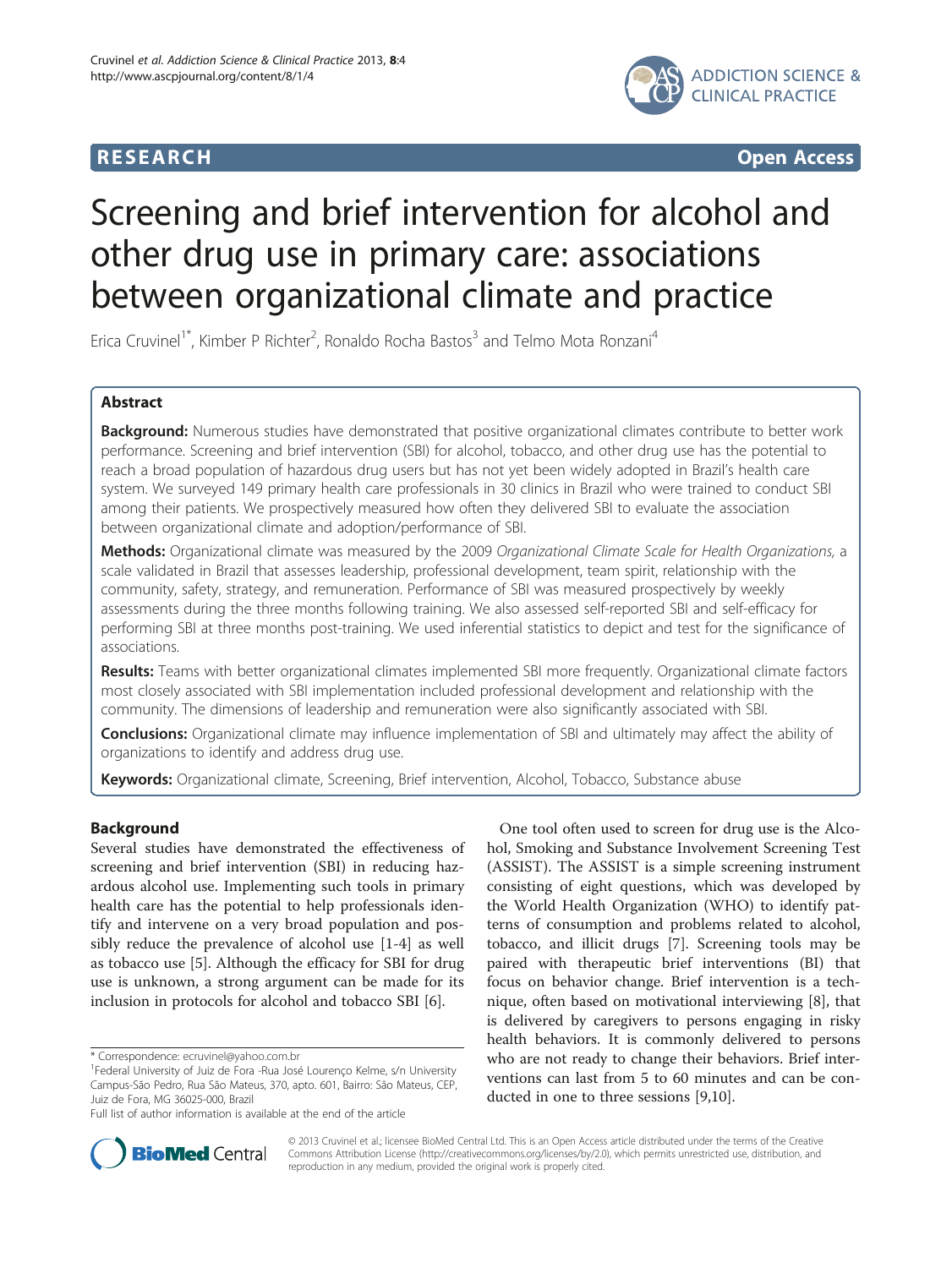**RESEARCH** **Open Access**

# Screening and brief intervention for alcohol and other drug use in primary care: associations between organizational climate and practice

Erica Cruvinel[1*], Kimber P Richter[2], Ronaldo Rocha Bastos[3] and Telmo Mota Ronzani[4]

## Abstract

**Background:** Numerous studies have demonstrated that positive organizational climates contribute to better work performance. Screening and brief intervention (SBI) for alcohol, tobacco, and other drug use has the potential to reach a broad population of hazardous drug users but has not yet been widely adopted in Brazil's health care system. We surveyed 149 primary health care professionals in 30 clinics in Brazil who were trained to conduct SBI among their patients. We prospectively measured how often they delivered SBI to evaluate the association between organizational climate and adoption/performance of SBI.

**Methods:** Organizational climate was measured by the 2009 *Organizational Climate Scale for Health Organizations,* a scale validated in Brazil that assesses leadership, professional development, team spirit, relationship with the community, safety, strategy, and remuneration. Performance of SBI was measured prospectively by weekly assessments during the three months following training. We also assessed self-reported SBI and self-efficacy for performing SBI at three months post-training. We used inferential statistics to depict and test for the significance of associations.

**Results:** Teams with better organizational climates implemented SBI more frequently. Organizational climate factors most closely associated with SBI implementation included professional development and relationship with the community. The dimensions of leadership and remuneration were also significantly associated with SBI.

**Conclusions:** Organizational climate may influence implementation of SBI and ultimately may affect the ability of organizations to identify and address drug use.

**Keywords:** Organizational climate, Screening, Brief intervention, Alcohol, Tobacco, Substance abuse

## Background

Several studies have demonstrated the effectiveness of screening and brief intervention (SBI) in reducing hazardous alcohol use. Implementing such tools in primary health care has the potential to help professionals identify and intervene on a very broad population and possibly reduce the prevalence of alcohol use [1-4] as well as tobacco use [5]. Although the efficacy for SBI for drug use is unknown, a strong argument can be made for its inclusion in protocols for alcohol and tobacco SBI [6].

One tool often used to screen for drug use is the Alcohol, Smoking and Substance Involvement Screening Test (ASSIST). The ASSIST is a simple screening instrument consisting of eight questions, which was developed by the World Health Organization (WHO) to identify patterns of consumption and problems related to alcohol, tobacco, and illicit drugs [7]. Screening tools may be paired with therapeutic brief interventions (BI) that focus on behavior change. Brief intervention is a technique, often based on motivational interviewing [8], that is delivered by caregivers to persons engaging in risky health behaviors. It is commonly delivered to persons who are not ready to change their behaviors. Brief interventions can last from 5 to 60 minutes and can be conducted in one to three sessions [9,10].

\* Correspondence: ecruvinel@yahoo.com.br
[1]Federal University of Juiz de Fora -Rua José Lourenço Kelme, s/n University Campus-São Pedro, Rua São Mateus, 370, apto. 601, Bairro: São Mateus, CEP, Juiz de Fora, MG 36025-000, Brazil
Full list of author information is available at the end of the article

© 2013 Cruvinel et al.; licensee BioMed Central Ltd. This is an Open Access article distributed under the terms of the Creative Commons Attribution License (http://creativecommons.org/licenses/by/2.0), which permits unrestricted use, distribution, and reproduction in any medium, provided the original work is properly cited.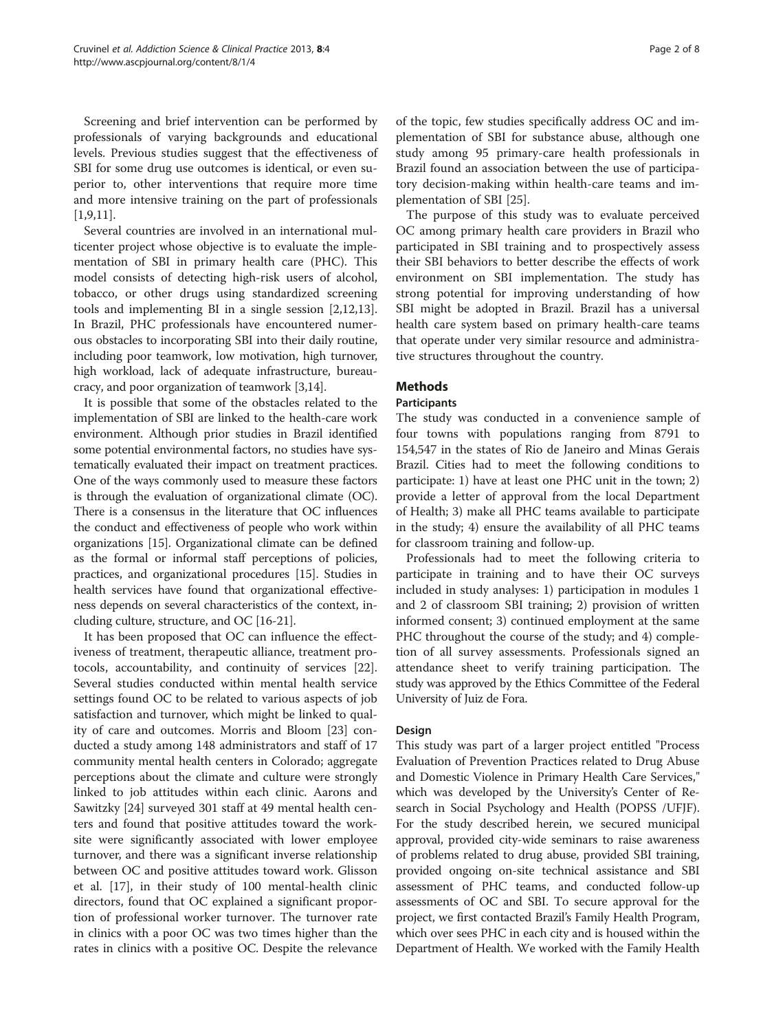Screening and brief intervention can be performed by professionals of varying backgrounds and educational levels. Previous studies suggest that the effectiveness of SBI for some drug use outcomes is identical, or even superior to, other interventions that require more time and more intensive training on the part of professionals [1,9,11].

Several countries are involved in an international multicenter project whose objective is to evaluate the implementation of SBI in primary health care (PHC). This model consists of detecting high-risk users of alcohol, tobacco, or other drugs using standardized screening tools and implementing BI in a single session [2,12,13]. In Brazil, PHC professionals have encountered numerous obstacles to incorporating SBI into their daily routine, including poor teamwork, low motivation, high turnover, high workload, lack of adequate infrastructure, bureaucracy, and poor organization of teamwork [3,14].

It is possible that some of the obstacles related to the implementation of SBI are linked to the health-care work environment. Although prior studies in Brazil identified some potential environmental factors, no studies have systematically evaluated their impact on treatment practices. One of the ways commonly used to measure these factors is through the evaluation of organizational climate (OC). There is a consensus in the literature that OC influences the conduct and effectiveness of people who work within organizations [15]. Organizational climate can be defined as the formal or informal staff perceptions of policies, practices, and organizational procedures [15]. Studies in health services have found that organizational effectiveness depends on several characteristics of the context, including culture, structure, and OC [16-21].

It has been proposed that OC can influence the effectiveness of treatment, therapeutic alliance, treatment protocols, accountability, and continuity of services [22]. Several studies conducted within mental health service settings found OC to be related to various aspects of job satisfaction and turnover, which might be linked to quality of care and outcomes. Morris and Bloom [23] conducted a study among 148 administrators and staff of 17 community mental health centers in Colorado; aggregate perceptions about the climate and culture were strongly linked to job attitudes within each clinic. Aarons and Sawitzky [24] surveyed 301 staff at 49 mental health centers and found that positive attitudes toward the worksite were significantly associated with lower employee turnover, and there was a significant inverse relationship between OC and positive attitudes toward work. Glisson et al. [17], in their study of 100 mental-health clinic directors, found that OC explained a significant proportion of professional worker turnover. The turnover rate in clinics with a poor OC was two times higher than the rates in clinics with a positive OC. Despite the relevance of the topic, few studies specifically address OC and implementation of SBI for substance abuse, although one study among 95 primary-care health professionals in Brazil found an association between the use of participatory decision-making within health-care teams and implementation of SBI [25].

The purpose of this study was to evaluate perceived OC among primary health care providers in Brazil who participated in SBI training and to prospectively assess their SBI behaviors to better describe the effects of work environment on SBI implementation. The study has strong potential for improving understanding of how SBI might be adopted in Brazil. Brazil has a universal health care system based on primary health-care teams that operate under very similar resource and administrative structures throughout the country.

## Methods

### Participants

The study was conducted in a convenience sample of four towns with populations ranging from 8791 to 154,547 in the states of Rio de Janeiro and Minas Gerais Brazil. Cities had to meet the following conditions to participate: 1) have at least one PHC unit in the town; 2) provide a letter of approval from the local Department of Health; 3) make all PHC teams available to participate in the study; 4) ensure the availability of all PHC teams for classroom training and follow-up.

Professionals had to meet the following criteria to participate in training and to have their OC surveys included in study analyses: 1) participation in modules 1 and 2 of classroom SBI training; 2) provision of written informed consent; 3) continued employment at the same PHC throughout the course of the study; and 4) completion of all survey assessments. Professionals signed an attendance sheet to verify training participation. The study was approved by the Ethics Committee of the Federal University of Juiz de Fora.

### Design

This study was part of a larger project entitled "Process Evaluation of Prevention Practices related to Drug Abuse and Domestic Violence in Primary Health Care Services," which was developed by the University's Center of Research in Social Psychology and Health (POPSS /UFJF). For the study described herein, we secured municipal approval, provided city-wide seminars to raise awareness of problems related to drug abuse, provided SBI training, provided ongoing on-site technical assistance and SBI assessment of PHC teams, and conducted follow-up assessments of OC and SBI. To secure approval for the project, we first contacted Brazil's Family Health Program, which over sees PHC in each city and is housed within the Department of Health. We worked with the Family Health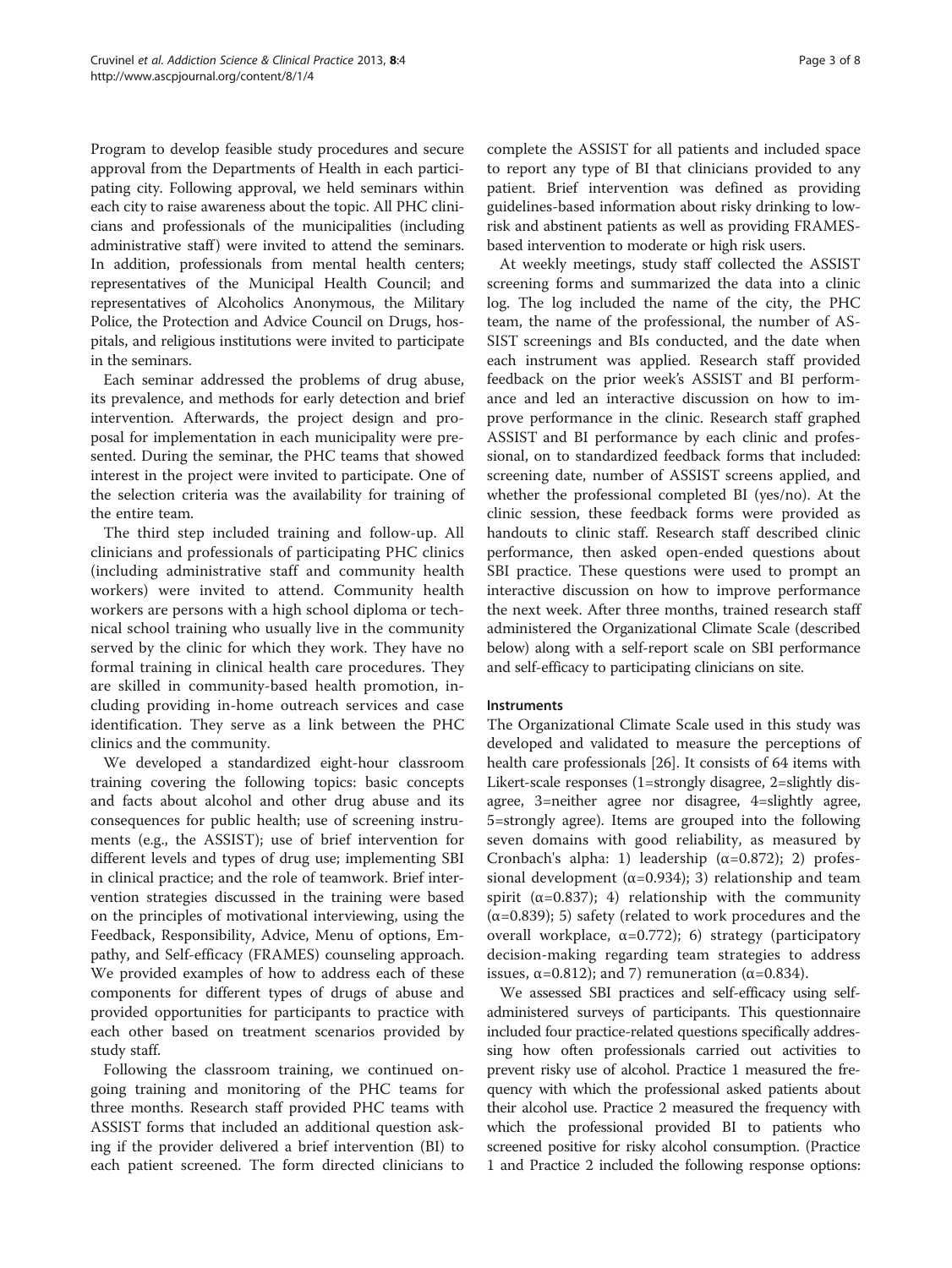Program to develop feasible study procedures and secure approval from the Departments of Health in each participating city. Following approval, we held seminars within each city to raise awareness about the topic. All PHC clinicians and professionals of the municipalities (including administrative staff) were invited to attend the seminars. In addition, professionals from mental health centers; representatives of the Municipal Health Council; and representatives of Alcoholics Anonymous, the Military Police, the Protection and Advice Council on Drugs, hospitals, and religious institutions were invited to participate in the seminars.

Each seminar addressed the problems of drug abuse, its prevalence, and methods for early detection and brief intervention. Afterwards, the project design and proposal for implementation in each municipality were presented. During the seminar, the PHC teams that showed interest in the project were invited to participate. One of the selection criteria was the availability for training of the entire team.

The third step included training and follow-up. All clinicians and professionals of participating PHC clinics (including administrative staff and community health workers) were invited to attend. Community health workers are persons with a high school diploma or technical school training who usually live in the community served by the clinic for which they work. They have no formal training in clinical health care procedures. They are skilled in community-based health promotion, including providing in-home outreach services and case identification. They serve as a link between the PHC clinics and the community.

We developed a standardized eight-hour classroom training covering the following topics: basic concepts and facts about alcohol and other drug abuse and its consequences for public health; use of screening instruments (e.g., the ASSIST); use of brief intervention for different levels and types of drug use; implementing SBI in clinical practice; and the role of teamwork. Brief intervention strategies discussed in the training were based on the principles of motivational interviewing, using the Feedback, Responsibility, Advice, Menu of options, Empathy, and Self-efficacy (FRAMES) counseling approach. We provided examples of how to address each of these components for different types of drugs of abuse and provided opportunities for participants to practice with each other based on treatment scenarios provided by study staff.

Following the classroom training, we continued ongoing training and monitoring of the PHC teams for three months. Research staff provided PHC teams with ASSIST forms that included an additional question asking if the provider delivered a brief intervention (BI) to each patient screened. The form directed clinicians to complete the ASSIST for all patients and included space to report any type of BI that clinicians provided to any patient. Brief intervention was defined as providing guidelines-based information about risky drinking to low-risk and abstinent patients as well as providing FRAMES-based intervention to moderate or high risk users.

At weekly meetings, study staff collected the ASSIST screening forms and summarized the data into a clinic log. The log included the name of the city, the PHC team, the name of the professional, the number of ASSIST screenings and BIs conducted, and the date when each instrument was applied. Research staff provided feedback on the prior week's ASSIST and BI performance and led an interactive discussion on how to improve performance in the clinic. Research staff graphed ASSIST and BI performance by each clinic and professional, on to standardized feedback forms that included: screening date, number of ASSIST screens applied, and whether the professional completed BI (yes/no). At the clinic session, these feedback forms were provided as handouts to clinic staff. Research staff described clinic performance, then asked open-ended questions about SBI practice. These questions were used to prompt an interactive discussion on how to improve performance the next week. After three months, trained research staff administered the Organizational Climate Scale (described below) along with a self-report scale on SBI performance and self-efficacy to participating clinicians on site.

### Instruments

The Organizational Climate Scale used in this study was developed and validated to measure the perceptions of health care professionals [26]. It consists of 64 items with Likert-scale responses (1=strongly disagree, 2=slightly disagree, 3=neither agree nor disagree, 4=slightly agree, 5=strongly agree). Items are grouped into the following seven domains with good reliability, as measured by Cronbach's alpha: 1) leadership ($\alpha$=0.872); 2) professional development ($\alpha$=0.934); 3) relationship and team spirit ($\alpha$=0.837); 4) relationship with the community ($\alpha$=0.839); 5) safety (related to work procedures and the overall workplace, $\alpha$=0.772); 6) strategy (participatory decision-making regarding team strategies to address issues, $\alpha$=0.812); and 7) remuneration ($\alpha$=0.834).

We assessed SBI practices and self-efficacy using self-administered surveys of participants. This questionnaire included four practice-related questions specifically addressing how often professionals carried out activities to prevent risky use of alcohol. Practice 1 measured the frequency with which the professional asked patients about their alcohol use. Practice 2 measured the frequency with which the professional provided BI to patients who screened positive for risky alcohol consumption. (Practice 1 and Practice 2 included the following response options: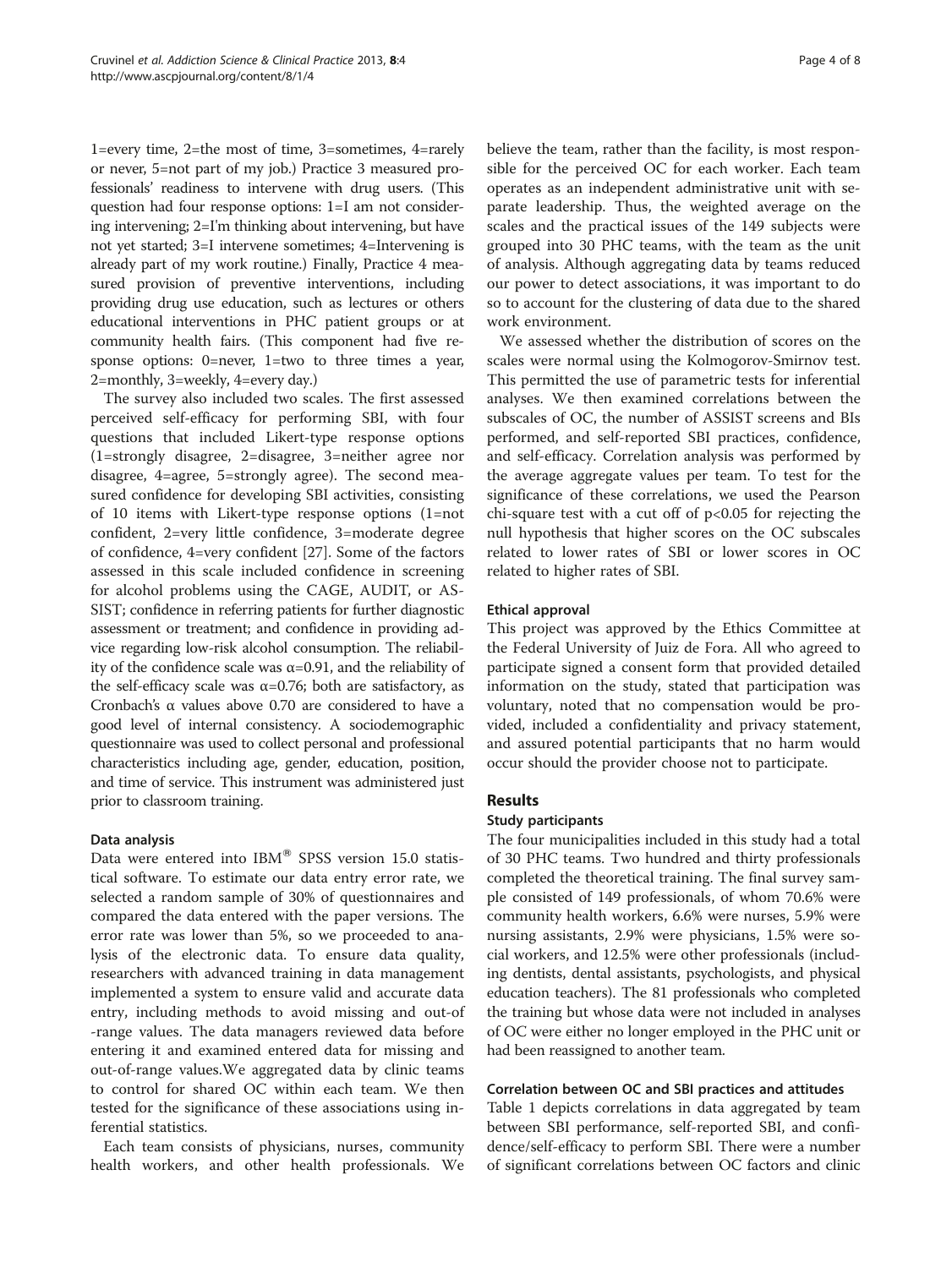1=every time, 2=the most of time, 3=sometimes, 4=rarely or never, 5=not part of my job.) Practice 3 measured professionals' readiness to intervene with drug users. (This question had four response options: 1=I am not considering intervening; 2=I'm thinking about intervening, but have not yet started; 3=I intervene sometimes; 4=Intervening is already part of my work routine.) Finally, Practice 4 measured provision of preventive interventions, including providing drug use education, such as lectures or others educational interventions in PHC patient groups or at community health fairs. (This component had five response options: 0=never, 1=two to three times a year, 2=monthly, 3=weekly, 4=every day.)

The survey also included two scales. The first assessed perceived self-efficacy for performing SBI, with four questions that included Likert-type response options (1=strongly disagree, 2=disagree, 3=neither agree nor disagree, 4=agree, 5=strongly agree). The second measured confidence for developing SBI activities, consisting of 10 items with Likert-type response options (1=not confident, 2=very little confidence, 3=moderate degree of confidence, 4=very confident [27]. Some of the factors assessed in this scale included confidence in screening for alcohol problems using the CAGE, AUDIT, or ASSIST; confidence in referring patients for further diagnostic assessment or treatment; and confidence in providing advice regarding low-risk alcohol consumption. The reliability of the confidence scale was $\alpha$=0.91, and the reliability of the self-efficacy scale was $\alpha$=0.76; both are satisfactory, as Cronbach's $\alpha$ values above 0.70 are considered to have a good level of internal consistency. A sociodemographic questionnaire was used to collect personal and professional characteristics including age, gender, education, position, and time of service. This instrument was administered just prior to classroom training.

#### Data analysis

Data were entered into IBM® SPSS version 15.0 statistical software. To estimate our data entry error rate, we selected a random sample of 30% of questionnaires and compared the data entered with the paper versions. The error rate was lower than 5%, so we proceeded to analysis of the electronic data. To ensure data quality, researchers with advanced training in data management implemented a system to ensure valid and accurate data entry, including methods to avoid missing and out-of-range values. The data managers reviewed data before entering it and examined entered data for missing and out-of-range values.We aggregated data by clinic teams to control for shared OC within each team. We then tested for the significance of these associations using inferential statistics.

Each team consists of physicians, nurses, community health workers, and other health professionals. We believe the team, rather than the facility, is most responsible for the perceived OC for each worker. Each team operates as an independent administrative unit with separate leadership. Thus, the weighted average on the scales and the practical issues of the 149 subjects were grouped into 30 PHC teams, with the team as the unit of analysis. Although aggregating data by teams reduced our power to detect associations, it was important to do so to account for the clustering of data due to the shared work environment.

We assessed whether the distribution of scores on the scales were normal using the Kolmogorov-Smirnov test. This permitted the use of parametric tests for inferential analyses. We then examined correlations between the subscales of OC, the number of ASSIST screens and BIs performed, and self-reported SBI practices, confidence, and self-efficacy. Correlation analysis was performed by the average aggregate values per team. To test for the significance of these correlations, we used the Pearson chi-square test with a cut off of $p<0.05$ for rejecting the null hypothesis that higher scores on the OC subscales related to lower rates of SBI or lower scores in OC related to higher rates of SBI.

#### Ethical approval

This project was approved by the Ethics Committee at the Federal University of Juiz de Fora. All who agreed to participate signed a consent form that provided detailed information on the study, stated that participation was voluntary, noted that no compensation would be provided, included a confidentiality and privacy statement, and assured potential participants that no harm would occur should the provider choose not to participate.

## Results

#### Study participants

The four municipalities included in this study had a total of 30 PHC teams. Two hundred and thirty professionals completed the theoretical training. The final survey sample consisted of 149 professionals, of whom 70.6% were community health workers, 6.6% were nurses, 5.9% were nursing assistants, 2.9% were physicians, 1.5% were social workers, and 12.5% were other professionals (including dentists, dental assistants, psychologists, and physical education teachers). The 81 professionals who completed the training but whose data were not included in analyses of OC were either no longer employed in the PHC unit or had been reassigned to another team.

#### Correlation between OC and SBI practices and attitudes

Table 1 depicts correlations in data aggregated by team between SBI performance, self-reported SBI, and confidence/self-efficacy to perform SBI. There were a number of significant correlations between OC factors and clinic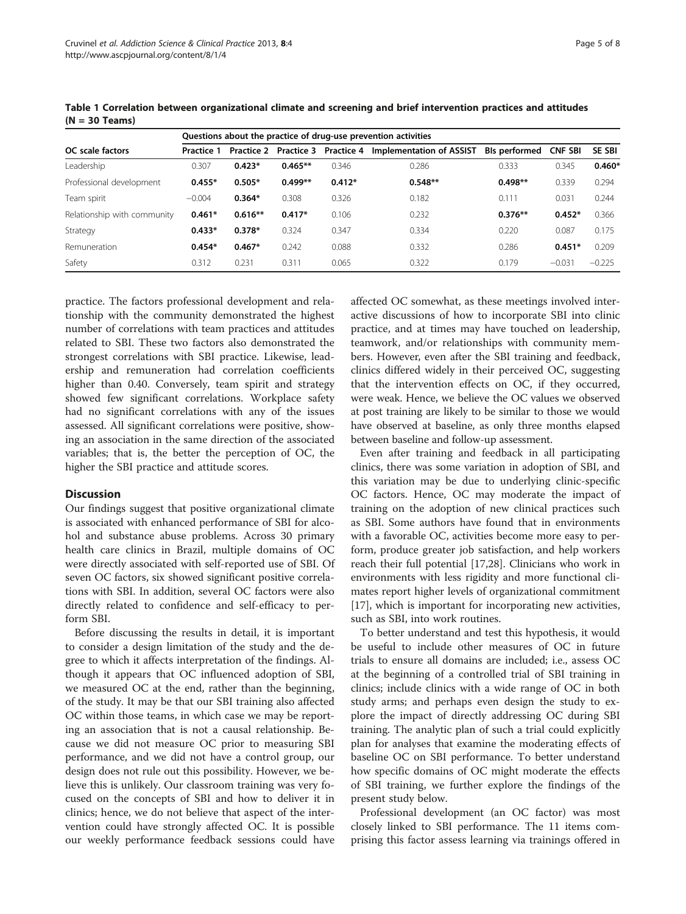**Table 1 Correlation between organizational climate and screening and brief intervention practices and attitudes (N = 30 Teams)**

| | Questions about the practice of drug-use prevention activities | | | | | | | |
|---|---|---|---|---|---|---|---|---|
| OC scale factors | Practice 1 | Practice 2 | Practice 3 | Practice 4 | Implementation of ASSIST | BIs performed | CNF SBI | SE SBI |
| Leadership | 0.307 | **0.423*** | **0.465**** | 0.346 | 0.286 | 0.333 | 0.345 | **0.460*** |
| Professional development | **0.455*** | **0.505*** | **0.499**** | **0.412*** | **0.548**** | **0.498**** | 0.339 | 0.294 |
| Team spirit | −0.004 | **0.364*** | 0.308 | 0.326 | 0.182 | 0.111 | 0.031 | 0.244 |
| Relationship with community | **0.461*** | **0.616**** | **0.417*** | 0.106 | 0.232 | **0.376**** | **0.452*** | 0.366 |
| Strategy | **0.433*** | **0.378*** | 0.324 | 0.347 | 0.334 | 0.220 | 0.087 | 0.175 |
| Remuneration | **0.454*** | **0.467*** | 0.242 | 0.088 | 0.332 | 0.286 | **0.451*** | 0.209 |
| Safety | 0.312 | 0.231 | 0.311 | 0.065 | 0.322 | 0.179 | −0.031 | −0.225 |

practice. The factors professional development and relationship with the community demonstrated the highest number of correlations with team practices and attitudes related to SBI. These two factors also demonstrated the strongest correlations with SBI practice. Likewise, leadership and remuneration had correlation coefficients higher than 0.40. Conversely, team spirit and strategy showed few significant correlations. Workplace safety had no significant correlations with any of the issues assessed. All significant correlations were positive, showing an association in the same direction of the associated variables; that is, the better the perception of OC, the higher the SBI practice and attitude scores.

## Discussion

Our findings suggest that positive organizational climate is associated with enhanced performance of SBI for alcohol and substance abuse problems. Across 30 primary health care clinics in Brazil, multiple domains of OC were directly associated with self-reported use of SBI. Of seven OC factors, six showed significant positive correlations with SBI. In addition, several OC factors were also directly related to confidence and self-efficacy to perform SBI.

Before discussing the results in detail, it is important to consider a design limitation of the study and the degree to which it affects interpretation of the findings. Although it appears that OC influenced adoption of SBI, we measured OC at the end, rather than the beginning, of the study. It may be that our SBI training also affected OC within those teams, in which case we may be reporting an association that is not a causal relationship. Because we did not measure OC prior to measuring SBI performance, and we did not have a control group, our design does not rule out this possibility. However, we believe this is unlikely. Our classroom training was very focused on the concepts of SBI and how to deliver it in clinics; hence, we do not believe that aspect of the intervention could have strongly affected OC. It is possible our weekly performance feedback sessions could have affected OC somewhat, as these meetings involved interactive discussions of how to incorporate SBI into clinic practice, and at times may have touched on leadership, teamwork, and/or relationships with community members. However, even after the SBI training and feedback, clinics differed widely in their perceived OC, suggesting that the intervention effects on OC, if they occurred, were weak. Hence, we believe the OC values we observed at post training are likely to be similar to those we would have observed at baseline, as only three months elapsed between baseline and follow-up assessment.

Even after training and feedback in all participating clinics, there was some variation in adoption of SBI, and this variation may be due to underlying clinic-specific OC factors. Hence, OC may moderate the impact of training on the adoption of new clinical practices such as SBI. Some authors have found that in environments with a favorable OC, activities become more easy to perform, produce greater job satisfaction, and help workers reach their full potential [17,28]. Clinicians who work in environments with less rigidity and more functional climates report higher levels of organizational commitment [17], which is important for incorporating new activities, such as SBI, into work routines.

To better understand and test this hypothesis, it would be useful to include other measures of OC in future trials to ensure all domains are included; i.e., assess OC at the beginning of a controlled trial of SBI training in clinics; include clinics with a wide range of OC in both study arms; and perhaps even design the study to explore the impact of directly addressing OC during SBI training. The analytic plan of such a trial could explicitly plan for analyses that examine the moderating effects of baseline OC on SBI performance. To better understand how specific domains of OC might moderate the effects of SBI training, we further explore the findings of the present study below.

Professional development (an OC factor) was most closely linked to SBI performance. The 11 items comprising this factor assess learning via trainings offered in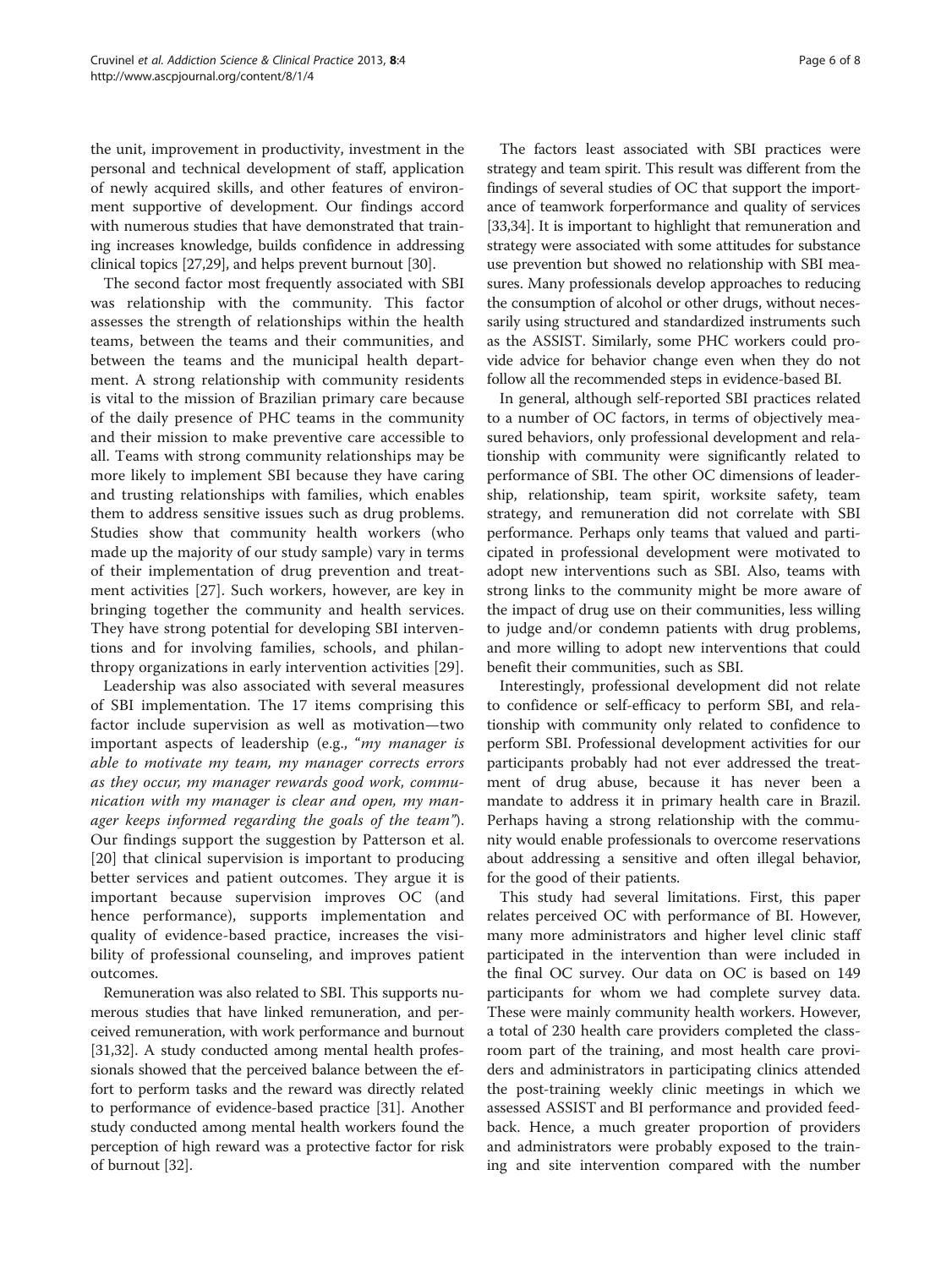the unit, improvement in productivity, investment in the personal and technical development of staff, application of newly acquired skills, and other features of environment supportive of development. Our findings accord with numerous studies that have demonstrated that training increases knowledge, builds confidence in addressing clinical topics [27,29], and helps prevent burnout [30].

The second factor most frequently associated with SBI was relationship with the community. This factor assesses the strength of relationships within the health teams, between the teams and their communities, and between the teams and the municipal health department. A strong relationship with community residents is vital to the mission of Brazilian primary care because of the daily presence of PHC teams in the community and their mission to make preventive care accessible to all. Teams with strong community relationships may be more likely to implement SBI because they have caring and trusting relationships with families, which enables them to address sensitive issues such as drug problems. Studies show that community health workers (who made up the majority of our study sample) vary in terms of their implementation of drug prevention and treatment activities [27]. Such workers, however, are key in bringing together the community and health services. They have strong potential for developing SBI interventions and for involving families, schools, and philanthropy organizations in early intervention activities [29].

Leadership was also associated with several measures of SBI implementation. The 17 items comprising this factor include supervision as well as motivation—two important aspects of leadership (e.g., "*my manager is able to motivate my team, my manager corrects errors as they occur, my manager rewards good work, communication with my manager is clear and open, my manager keeps informed regarding the goals of the team*"). Our findings support the suggestion by Patterson et al. [20] that clinical supervision is important to producing better services and patient outcomes. They argue it is important because supervision improves OC (and hence performance), supports implementation and quality of evidence-based practice, increases the visibility of professional counseling, and improves patient outcomes.

Remuneration was also related to SBI. This supports numerous studies that have linked remuneration, and perceived remuneration, with work performance and burnout [31,32]. A study conducted among mental health professionals showed that the perceived balance between the effort to perform tasks and the reward was directly related to performance of evidence-based practice [31]. Another study conducted among mental health workers found the perception of high reward was a protective factor for risk of burnout [32].

The factors least associated with SBI practices were strategy and team spirit. This result was different from the findings of several studies of OC that support the importance of teamwork forperformance and quality of services [33,34]. It is important to highlight that remuneration and strategy were associated with some attitudes for substance use prevention but showed no relationship with SBI measures. Many professionals develop approaches to reducing the consumption of alcohol or other drugs, without necessarily using structured and standardized instruments such as the ASSIST. Similarly, some PHC workers could provide advice for behavior change even when they do not follow all the recommended steps in evidence-based BI.

In general, although self-reported SBI practices related to a number of OC factors, in terms of objectively measured behaviors, only professional development and relationship with community were significantly related to performance of SBI. The other OC dimensions of leadership, relationship, team spirit, worksite safety, team strategy, and remuneration did not correlate with SBI performance. Perhaps only teams that valued and participated in professional development were motivated to adopt new interventions such as SBI. Also, teams with strong links to the community might be more aware of the impact of drug use on their communities, less willing to judge and/or condemn patients with drug problems, and more willing to adopt new interventions that could benefit their communities, such as SBI.

Interestingly, professional development did not relate to confidence or self-efficacy to perform SBI, and relationship with community only related to confidence to perform SBI. Professional development activities for our participants probably had not ever addressed the treatment of drug abuse, because it has never been a mandate to address it in primary health care in Brazil. Perhaps having a strong relationship with the community would enable professionals to overcome reservations about addressing a sensitive and often illegal behavior, for the good of their patients.

This study had several limitations. First, this paper relates perceived OC with performance of BI. However, many more administrators and higher level clinic staff participated in the intervention than were included in the final OC survey. Our data on OC is based on 149 participants for whom we had complete survey data. These were mainly community health workers. However, a total of 230 health care providers completed the classroom part of the training, and most health care providers and administrators in participating clinics attended the post-training weekly clinic meetings in which we assessed ASSIST and BI performance and provided feedback. Hence, a much greater proportion of providers and administrators were probably exposed to the training and site intervention compared with the number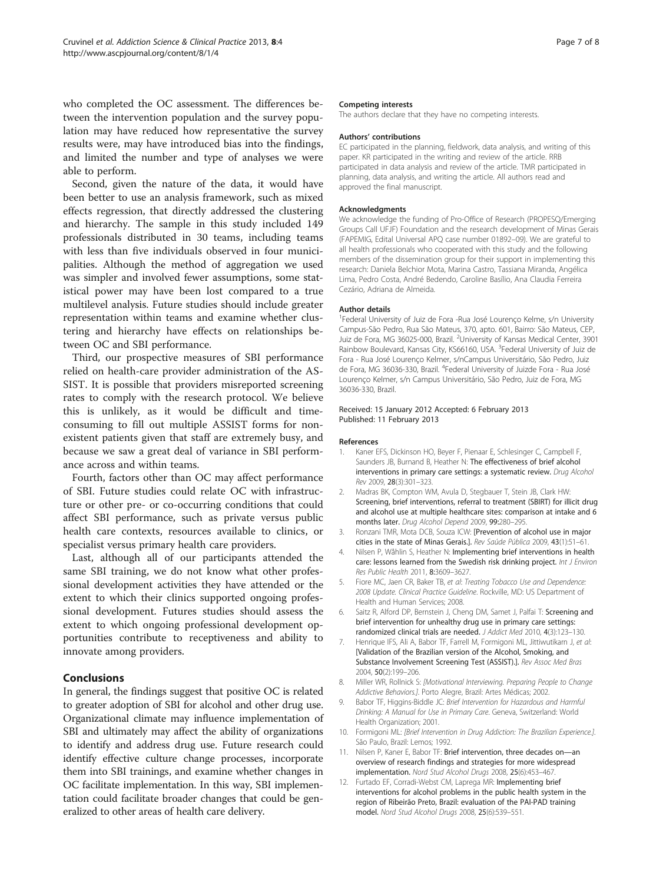who completed the OC assessment. The differences between the intervention population and the survey population may have reduced how representative the survey results were, may have introduced bias into the findings, and limited the number and type of analyses we were able to perform.

Second, given the nature of the data, it would have been better to use an analysis framework, such as mixed effects regression, that directly addressed the clustering and hierarchy. The sample in this study included 149 professionals distributed in 30 teams, including teams with less than five individuals observed in four municipalities. Although the method of aggregation we used was simpler and involved fewer assumptions, some statistical power may have been lost compared to a true multilevel analysis. Future studies should include greater representation within teams and examine whether clustering and hierarchy have effects on relationships between OC and SBI performance.

Third, our prospective measures of SBI performance relied on health-care provider administration of the ASSIST. It is possible that providers misreported screening rates to comply with the research protocol. We believe this is unlikely, as it would be difficult and time-consuming to fill out multiple ASSIST forms for nonexistent patients given that staff are extremely busy, and because we saw a great deal of variance in SBI performance across and within teams.

Fourth, factors other than OC may affect performance of SBI. Future studies could relate OC with infrastructure or other pre- or co-occurring conditions that could affect SBI performance, such as private versus public health care contexts, resources available to clinics, or specialist versus primary health care providers.

Last, although all of our participants attended the same SBI training, we do not know what other professional development activities they have attended or the extent to which their clinics supported ongoing professional development. Futures studies should assess the extent to which ongoing professional development opportunities contribute to receptiveness and ability to innovate among providers.

## Conclusions

In general, the findings suggest that positive OC is related to greater adoption of SBI for alcohol and other drug use. Organizational climate may influence implementation of SBI and ultimately may affect the ability of organizations to identify and address drug use. Future research could identify effective culture change processes, incorporate them into SBI trainings, and examine whether changes in OC facilitate implementation. In this way, SBI implementation could facilitate broader changes that could be generalized to other areas of health care delivery.

#### Competing interests

The authors declare that they have no competing interests.

#### Authors' contributions

EC participated in the planning, fieldwork, data analysis, and writing of this paper. KR participated in the writing and review of the article. RRB participated in data analysis and review of the article. TMR participated in planning, data analysis, and writing the article. All authors read and approved the final manuscript.

#### Acknowledgments

We acknowledge the funding of Pro-Office of Research (PROPESQ/Emerging Groups Call UFJF) Foundation and the research development of Minas Gerais (FAPEMIG, Edital Universal APQ case number 01892–09). We are grateful to all health professionals who cooperated with this study and the following members of the dissemination group for their support in implementing this research: Daniela Belchior Mota, Marina Castro, Tassiana Miranda, Angélica Lima, Pedro Costa, André Bedendo, Caroline Basílio, Ana Claudia Ferreira Cezário, Adriana de Almeida.

#### Author details

[1]Federal University of Juiz de Fora -Rua José Lourenço Kelme, s/n University Campus-São Pedro, Rua São Mateus, 370, apto. 601, Bairro: São Mateus, CEP, Juiz de Fora, MG 36025-000, Brazil. [2]University of Kansas Medical Center, 3901 Rainbow Boulevard, Kansas City, KS66160, USA. [3]Federal University of Juiz de Fora - Rua José Lourenço Kelmer, s/nCampus Universitário, São Pedro, Juiz de Fora, MG 36036-330, Brazil. [4]Federal University of Juizde Fora - Rua José Lourenço Kelmer, s/n Campus Universitário, São Pedro, Juiz de Fora, MG 36036-330, Brazil.

Received: 15 January 2012 Accepted: 6 February 2013
Published: 11 February 2013

#### References

1. Kaner EFS, Dickinson HO, Beyer F, Pienaar E, Schlesinger C, Campbell F, Saunders JB, Burnand B, Heather N: **The effectiveness of brief alcohol interventions in primary care settings: a systematic review.** *Drug Alcohol Rev* 2009, **28**(3):301–323.
2. Madras BK, Compton WM, Avula D, Stegbauer T, Stein JB, Clark HW: **Screening, brief interventions, referral to treatment (SBIRT) for illicit drug and alcohol use at multiple healthcare sites: comparison at intake and 6 months later.** *Drug Alcohol Depend* 2009, **99:**280–295.
3. Ronzani TMR, Mota DCB, Souza ICW: **[Prevention of alcohol use in major cities in the state of Minas Gerais.].** *Rev Saúde Pública* 2009, **43**(1):51–61.
4. Nilsen P, Wåhlin S, Heather N: **Implementing brief interventions in health care: lessons learned from the Swedish risk drinking project.** *Int J Environ Res Public Health* 2011, **8:**3609–3627.
5. Fiore MC, Jaen CR, Baker TB, *et al*: *Treating Tobacco Use and Dependence: 2008 Update. Clinical Practice Guideline*. Rockville, MD: US Department of Health and Human Services; 2008.
6. Saitz R, Alford DP, Bernstein J, Cheng DM, Samet J, Palfai T: **Screening and brief intervention for unhealthy drug use in primary care settings: randomized clinical trials are needed.** *J Addict Med* 2010, **4**(3):123–130.
7. Henrique IFS, Ali A, Babor TF, Farrell M, Formigoni ML, Jittiwutikarn J, *et al*: **[Validation of the Brazilian version of the Alcohol, Smoking, and Substance Involvement Screening Test (ASSIST).].** *Rev Assoc Med Bras* 2004, **50**(2):199–206.
8. Miller WR, Rollnick S: *[Motivational Interviewing. Preparing People to Change Addictive Behaviors.]*. Porto Alegre, Brazil: Artes Médicas; 2002.
9. Babor TF, Higgins-Biddle JC: *Brief Intervention for Hazardous and Harmful Drinking: A Manual for Use in Primary Care*. Geneva, Switzerland: World Health Organization; 2001.
10. Formigoni ML: *[Brief Intervention in Drug Addiction: The Brazilian Experience.]*. São Paulo, Brazil: Lemos; 1992.
11. Nilsen P, Kaner E, Babor TF: **Brief intervention, three decades on—an overview of research findings and strategies for more widespread implementation.** *Nord Stud Alcohol Drugs* 2008, **25**(6):453–467.
12. Furtado EF, Corradi-Webst CM, Laprega MR: **Implementing brief interventions for alcohol problems in the public health system in the region of Ribeirão Preto, Brazil: evaluation of the PAI-PAD training model.** *Nord Stud Alcohol Drugs* 2008, **25**(6):539–551.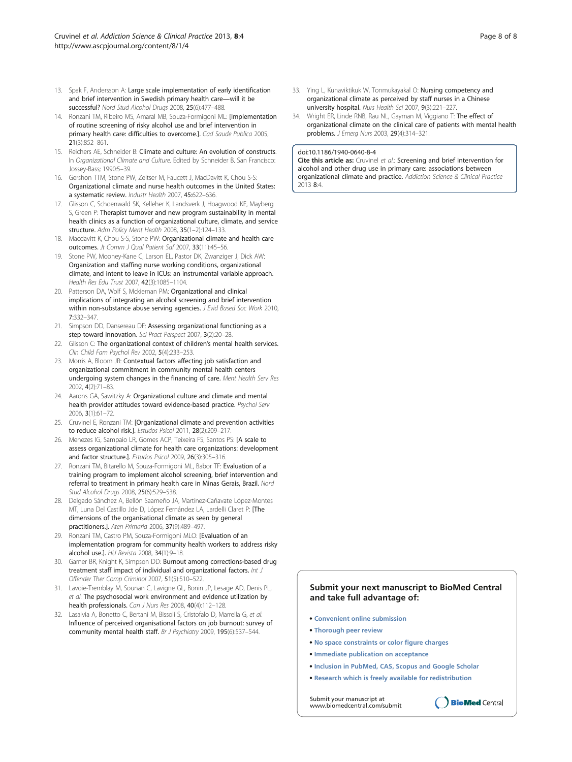13. Spak F, Andersson A: **Large scale implementation of early identification and brief intervention in Swedish primary health care—will it be successful?** *Nord Stud Alcohol Drugs* 2008, **25**(6):477–488.
14. Ronzani TM, Ribeiro MS, Amaral MB, Souza-Formigoni ML: **[Implementation of routine screening of risky alcohol use and brief intervention in primary health care: difficulties to overcome.]**. *Cad Saude Publica* 2005, **21**(3):852–861.
15. Reichers AE, Schneider B: **Climate and culture: An evolution of constructs**. In *Organizational Climate and Culture*. Edited by Schneider B. San Francisco: Jossey-Bass; 1990:5–39.
16. Gershon TTM, Stone PW, Zeltser M, Faucett J, MacDavitt K, Chou S-S: **Organizational climate and nurse health outcomes in the United States: a systematic review.** *Industr Health* 2007, **45:**622–636.
17. Glisson C, Schoenwald SK, Kelleher K, Landsverk J, Hoagwood KE, Mayberg S, Green P: **Therapist turnover and new program sustainability in mental health clinics as a function of organizational culture, climate, and service structure.** *Adm Policy Ment Health* 2008, **35**(1–2):124–133.
18. Macdavitt K, Chou S-S, Stone PW: **Organizational climate and health care outcomes.** *Jt Comm J Qual Patient Saf* 2007, **33**(11):45–56.
19. Stone PW, Mooney-Kane C, Larson EL, Pastor DK, Zwanziger J, Dick AW: **Organization and staffing nurse working conditions, organizational climate, and intent to leave in ICUs: an instrumental variable approach.** *Health Res Edu Trust* 2007, **42**(3):1085–1104.
20. Patterson DA, Wolf S, Mckiernan PM: **Organizational and clinical implications of integrating an alcohol screening and brief intervention within non-substance abuse serving agencies.** *J Evid Based Soc Work* 2010, **7:**332–347.
21. Simpson DD, Dansereau DF: **Assessing organizational functioning as a step toward innovation.** *Sci Pract Perspect* 2007, **3**(2):20–28.
22. Glisson C: **The organizational context of children's mental health services.** *Clin Child Fam Psychol Rev* 2002, **5**(4):233–253.
23. Morris A, Bloom JR: **Contextual factors affecting job satisfaction and organizational commitment in community mental health centers undergoing system changes in the financing of care.** *Ment Health Serv Res* 2002, **4**(2):71–83.
24. Aarons GA, Sawitzky A: **Organizational culture and climate and mental health provider attitudes toward evidence-based practice.** *Psychol Serv* 2006, **3**(1):61–72.
25. Cruvinel E, Ronzani TM: **[Organizational climate and prevention activities to reduce alcohol risk.]**. *Estudos Psicol* 2011, **28**(2):209–217.
26. Menezes IG, Sampaio LR, Gomes ACP, Teixeira FS, Santos PS: **[A scale to assess organizational climate for health care organizations: development and factor structure.]**. *Estudos Psicol* 2009, **26**(3):305–316.
27. Ronzani TM, Bitarello M, Souza-Formigoni ML, Babor TF: **Evaluation of a training program to implement alcohol screening, brief intervention and referral to treatment in primary health care in Minas Gerais, Brazil.** *Nord Stud Alcohol Drugs* 2008, **25**(6):529–538.
28. Delgado Sánchez A, Bellón Saameño JA, Martínez-Cañavate López-Montes MT, Luna Del Castillo Jde D, López Fernández LA, Lardelli Claret P: **[The dimensions of the organisational climate as seen by general practitioners.]**. *Aten Primaria* 2006, **37**(9):489–497.
29. Ronzani TM, Castro PM, Souza-Formigoni MLO: **[Evaluation of an implementation program for community health workers to address risky alcohol use.]**. *HU Revista* 2008, **34**(1):9–18.
30. Garner BR, Knight K, Simpson DD: **Burnout among corrections-based drug treatment staff impact of individual and organizational factors.** *Int J Offender Ther Comp Criminol* 2007, **51**(5):510–522.
31. Lavoie-Tremblay M, Sounan C, Lavigne GL, Bonin JP, Lesage AD, Denis PL, *et al*: **The psychosocial work environment and evidence utilization by health professionals.** *Can J Nurs Res* 2008, **40**(4):112–128.
32. Lasalvia A, Bonetto C, Bertani M, Bissoli S, Cristofalo D, Marrella G, *et al*: **Influence of perceived organisational factors on job burnout: survey of community mental health staff.** *Br J Psychiatry* 2009, **195**(6):537–544.
33. Ying L, Kunaviktikuk W, Tonmukayakal O: **Nursing competency and organizational climate as perceived by staff nurses in a Chinese university hospital.** *Nurs Health Sci* 2007, **9**(3):221–227.
34. Wright ER, Linde RNB, Rau NL, Gayman M, Viggiano T: **The effect of organizational climate on the clinical care of patients with mental health problems.** *J Emerg Nurs* 2003, **29**(4):314–321.

doi:10.1186/1940-0640-8-4

**Cite this article as:** Cruvinel *et al.*: Screening and brief intervention for alcohol and other drug use in primary care: associations between organizational climate and practice. *Addiction Science & Clinical Practice* 2013 **8**:4.

**Submit your next manuscript to BioMed Central and take full advantage of:**

- **Convenient online submission**
- **Thorough peer review**
- **No space constraints or color figure charges**
- **Immediate publication on acceptance**
- **Inclusion in PubMed, CAS, Scopus and Google Scholar**
- **Research which is freely available for redistribution**

Submit your manuscript at www.biomedcentral.com/submit

BioMed Central